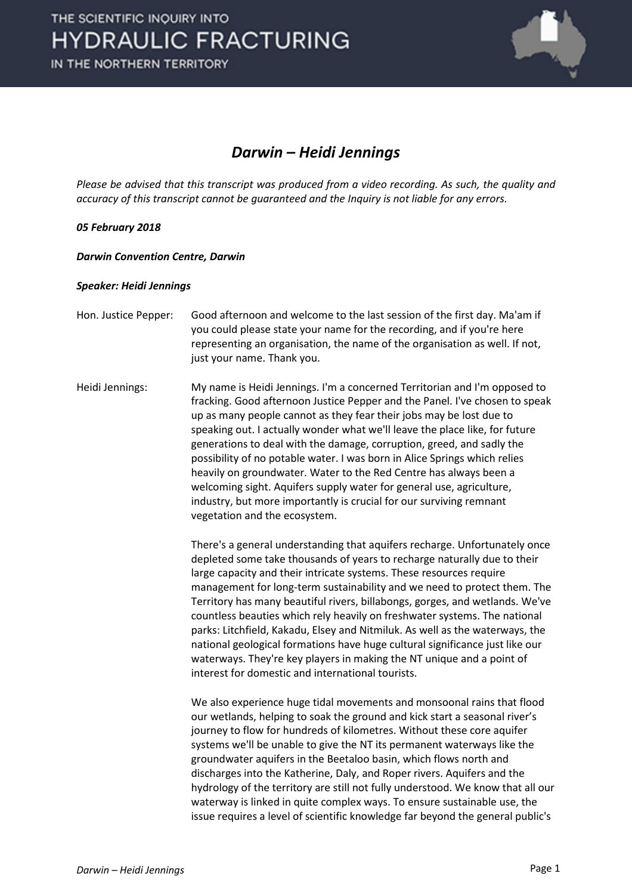# *Darwin – Heidi Jennings*

*Please be advised that this transcript was produced from a video recording. As such, the quality and accuracy of this transcript cannot be guaranteed and the Inquiry is not liable for any errors.*

***05 February 2018***

***Darwin Convention Centre, Darwin***

***Speaker: Heidi Jennings***

Hon. Justice Pepper: Good afternoon and welcome to the last session of the first day. Ma'am if you could please state your name for the recording, and if you're here representing an organisation, the name of the organisation as well. If not, just your name. Thank you.

Heidi Jennings: My name is Heidi Jennings. I'm a concerned Territorian and I'm opposed to fracking. Good afternoon Justice Pepper and the Panel. I've chosen to speak up as many people cannot as they fear their jobs may be lost due to speaking out. I actually wonder what we'll leave the place like, for future generations to deal with the damage, corruption, greed, and sadly the possibility of no potable water. I was born in Alice Springs which relies heavily on groundwater. Water to the Red Centre has always been a welcoming sight. Aquifers supply water for general use, agriculture, industry, but more importantly is crucial for our surviving remnant vegetation and the ecosystem.

There's a general understanding that aquifers recharge. Unfortunately once depleted some take thousands of years to recharge naturally due to their large capacity and their intricate systems. These resources require management for long-term sustainability and we need to protect them. The Territory has many beautiful rivers, billabongs, gorges, and wetlands. We've countless beauties which rely heavily on freshwater systems. The national parks: Litchfield, Kakadu, Elsey and Nitmiluk. As well as the waterways, the national geological formations have huge cultural significance just like our waterways. They're key players in making the NT unique and a point of interest for domestic and international tourists.

We also experience huge tidal movements and monsoonal rains that flood our wetlands, helping to soak the ground and kick start a seasonal river's journey to flow for hundreds of kilometres. Without these core aquifer systems we'll be unable to give the NT its permanent waterways like the groundwater aquifers in the Beetaloo basin, which flows north and discharges into the Katherine, Daly, and Roper rivers. Aquifers and the hydrology of the territory are still not fully understood. We know that all our waterway is linked in quite complex ways. To ensure sustainable use, the issue requires a level of scientific knowledge far beyond the general public's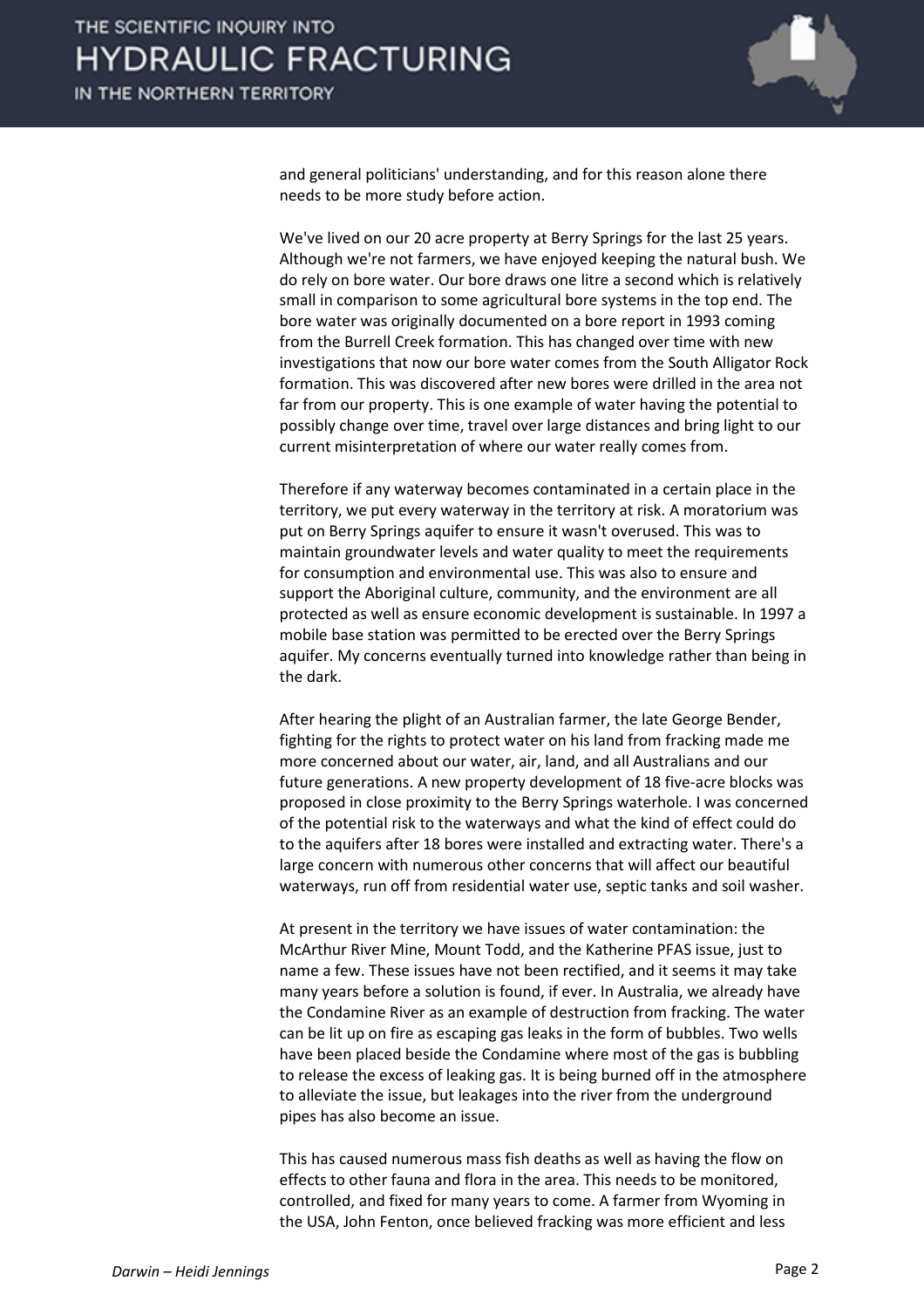and general politicians' understanding, and for this reason alone there needs to be more study before action.

We've lived on our 20 acre property at Berry Springs for the last 25 years. Although we're not farmers, we have enjoyed keeping the natural bush. We do rely on bore water. Our bore draws one litre a second which is relatively small in comparison to some agricultural bore systems in the top end. The bore water was originally documented on a bore report in 1993 coming from the Burrell Creek formation. This has changed over time with new investigations that now our bore water comes from the South Alligator Rock formation. This was discovered after new bores were drilled in the area not far from our property. This is one example of water having the potential to possibly change over time, travel over large distances and bring light to our current misinterpretation of where our water really comes from.

Therefore if any waterway becomes contaminated in a certain place in the territory, we put every waterway in the territory at risk. A moratorium was put on Berry Springs aquifer to ensure it wasn't overused. This was to maintain groundwater levels and water quality to meet the requirements for consumption and environmental use. This was also to ensure and support the Aboriginal culture, community, and the environment are all protected as well as ensure economic development is sustainable. In 1997 a mobile base station was permitted to be erected over the Berry Springs aquifer. My concerns eventually turned into knowledge rather than being in the dark.

After hearing the plight of an Australian farmer, the late George Bender, fighting for the rights to protect water on his land from fracking made me more concerned about our water, air, land, and all Australians and our future generations. A new property development of 18 five-acre blocks was proposed in close proximity to the Berry Springs waterhole. I was concerned of the potential risk to the waterways and what the kind of effect could do to the aquifers after 18 bores were installed and extracting water. There's a large concern with numerous other concerns that will affect our beautiful waterways, run off from residential water use, septic tanks and soil washer.

At present in the territory we have issues of water contamination: the McArthur River Mine, Mount Todd, and the Katherine PFAS issue, just to name a few. These issues have not been rectified, and it seems it may take many years before a solution is found, if ever. In Australia, we already have the Condamine River as an example of destruction from fracking. The water can be lit up on fire as escaping gas leaks in the form of bubbles. Two wells have been placed beside the Condamine where most of the gas is bubbling to release the excess of leaking gas. It is being burned off in the atmosphere to alleviate the issue, but leakages into the river from the underground pipes has also become an issue.

This has caused numerous mass fish deaths as well as having the flow on effects to other fauna and flora in the area. This needs to be monitored, controlled, and fixed for many years to come. A farmer from Wyoming in the USA, John Fenton, once believed fracking was more efficient and less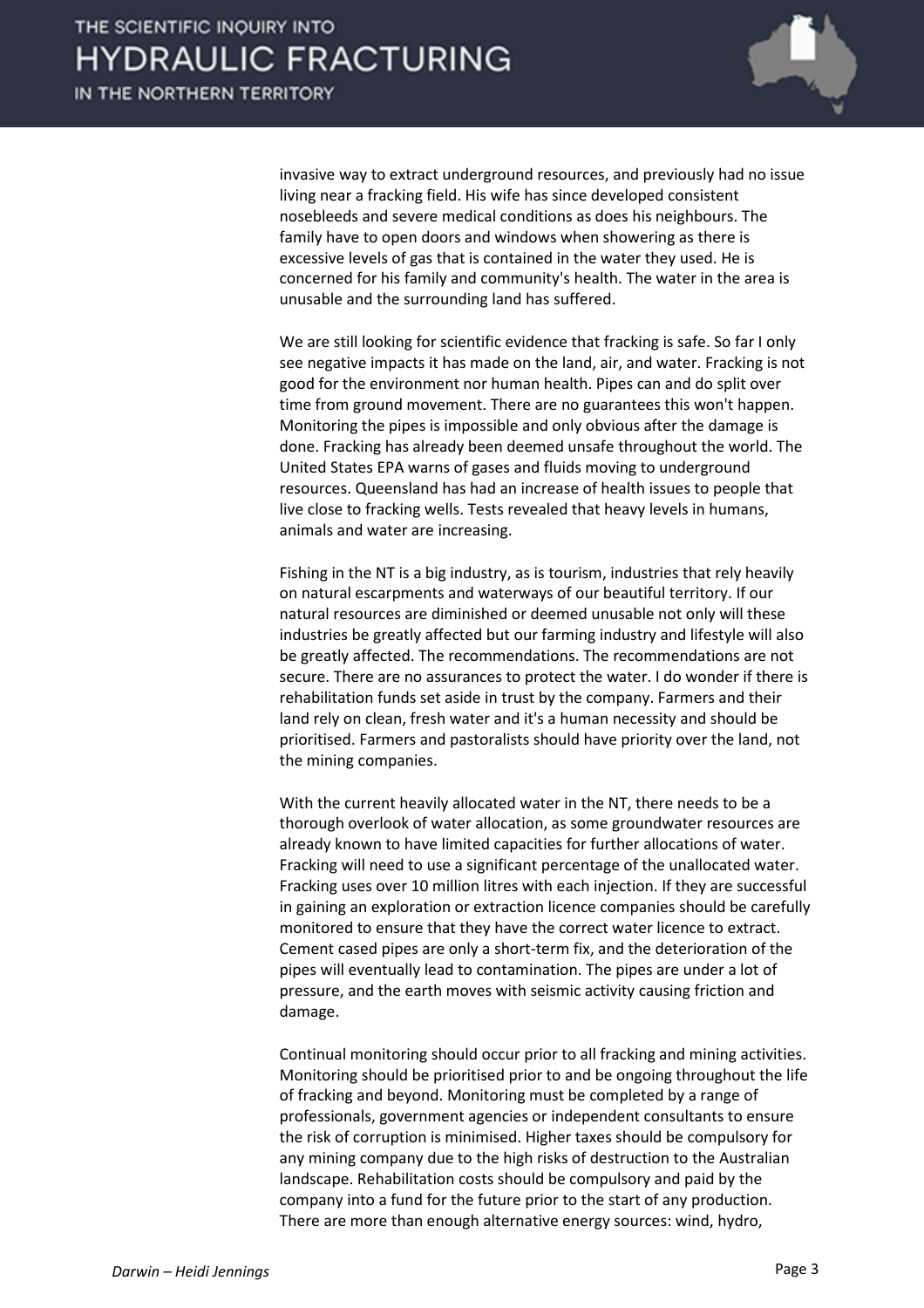invasive way to extract underground resources, and previously had no issue living near a fracking field. His wife has since developed consistent nosebleeds and severe medical conditions as does his neighbours. The family have to open doors and windows when showering as there is excessive levels of gas that is contained in the water they used. He is concerned for his family and community's health. The water in the area is unusable and the surrounding land has suffered.

We are still looking for scientific evidence that fracking is safe. So far I only see negative impacts it has made on the land, air, and water. Fracking is not good for the environment nor human health. Pipes can and do split over time from ground movement. There are no guarantees this won't happen. Monitoring the pipes is impossible and only obvious after the damage is done. Fracking has already been deemed unsafe throughout the world. The United States EPA warns of gases and fluids moving to underground resources. Queensland has had an increase of health issues to people that live close to fracking wells. Tests revealed that heavy levels in humans, animals and water are increasing.

Fishing in the NT is a big industry, as is tourism, industries that rely heavily on natural escarpments and waterways of our beautiful territory. If our natural resources are diminished or deemed unusable not only will these industries be greatly affected but our farming industry and lifestyle will also be greatly affected. The recommendations. The recommendations are not secure. There are no assurances to protect the water. I do wonder if there is rehabilitation funds set aside in trust by the company. Farmers and their land rely on clean, fresh water and it's a human necessity and should be prioritised. Farmers and pastoralists should have priority over the land, not the mining companies.

With the current heavily allocated water in the NT, there needs to be a thorough overlook of water allocation, as some groundwater resources are already known to have limited capacities for further allocations of water. Fracking will need to use a significant percentage of the unallocated water. Fracking uses over 10 million litres with each injection. If they are successful in gaining an exploration or extraction licence companies should be carefully monitored to ensure that they have the correct water licence to extract. Cement cased pipes are only a short-term fix, and the deterioration of the pipes will eventually lead to contamination. The pipes are under a lot of pressure, and the earth moves with seismic activity causing friction and damage.

Continual monitoring should occur prior to all fracking and mining activities. Monitoring should be prioritised prior to and be ongoing throughout the life of fracking and beyond. Monitoring must be completed by a range of professionals, government agencies or independent consultants to ensure the risk of corruption is minimised. Higher taxes should be compulsory for any mining company due to the high risks of destruction to the Australian landscape. Rehabilitation costs should be compulsory and paid by the company into a fund for the future prior to the start of any production. There are more than enough alternative energy sources: wind, hydro,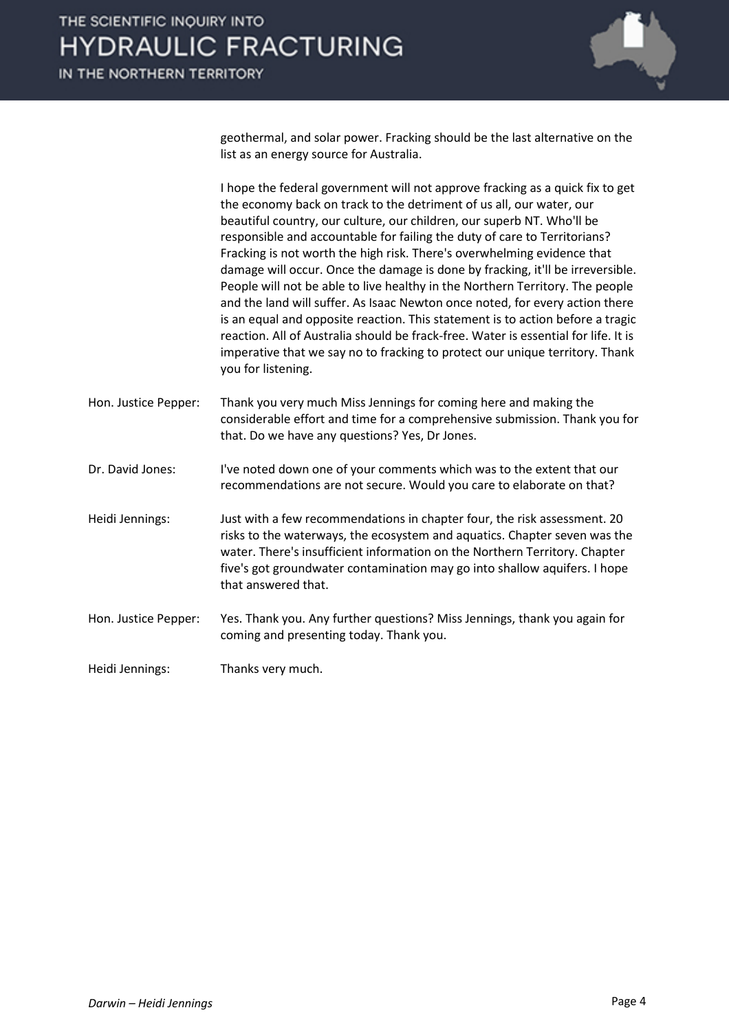geothermal, and solar power. Fracking should be the last alternative on the list as an energy source for Australia.

I hope the federal government will not approve fracking as a quick fix to get the economy back on track to the detriment of us all, our water, our beautiful country, our culture, our children, our superb NT. Who'll be responsible and accountable for failing the duty of care to Territorians? Fracking is not worth the high risk. There's overwhelming evidence that damage will occur. Once the damage is done by fracking, it'll be irreversible. People will not be able to live healthy in the Northern Territory. The people and the land will suffer. As Isaac Newton once noted, for every action there is an equal and opposite reaction. This statement is to action before a tragic reaction. All of Australia should be frack-free. Water is essential for life. It is imperative that we say no to fracking to protect our unique territory. Thank you for listening.

Hon. Justice Pepper: Thank you very much Miss Jennings for coming here and making the considerable effort and time for a comprehensive submission. Thank you for that. Do we have any questions? Yes, Dr Jones.

Dr. David Jones: I've noted down one of your comments which was to the extent that our recommendations are not secure. Would you care to elaborate on that?

Heidi Jennings: Just with a few recommendations in chapter four, the risk assessment. 20 risks to the waterways, the ecosystem and aquatics. Chapter seven was the water. There's insufficient information on the Northern Territory. Chapter five's got groundwater contamination may go into shallow aquifers. I hope that answered that.

Hon. Justice Pepper: Yes. Thank you. Any further questions? Miss Jennings, thank you again for coming and presenting today. Thank you.

Heidi Jennings: Thanks very much.